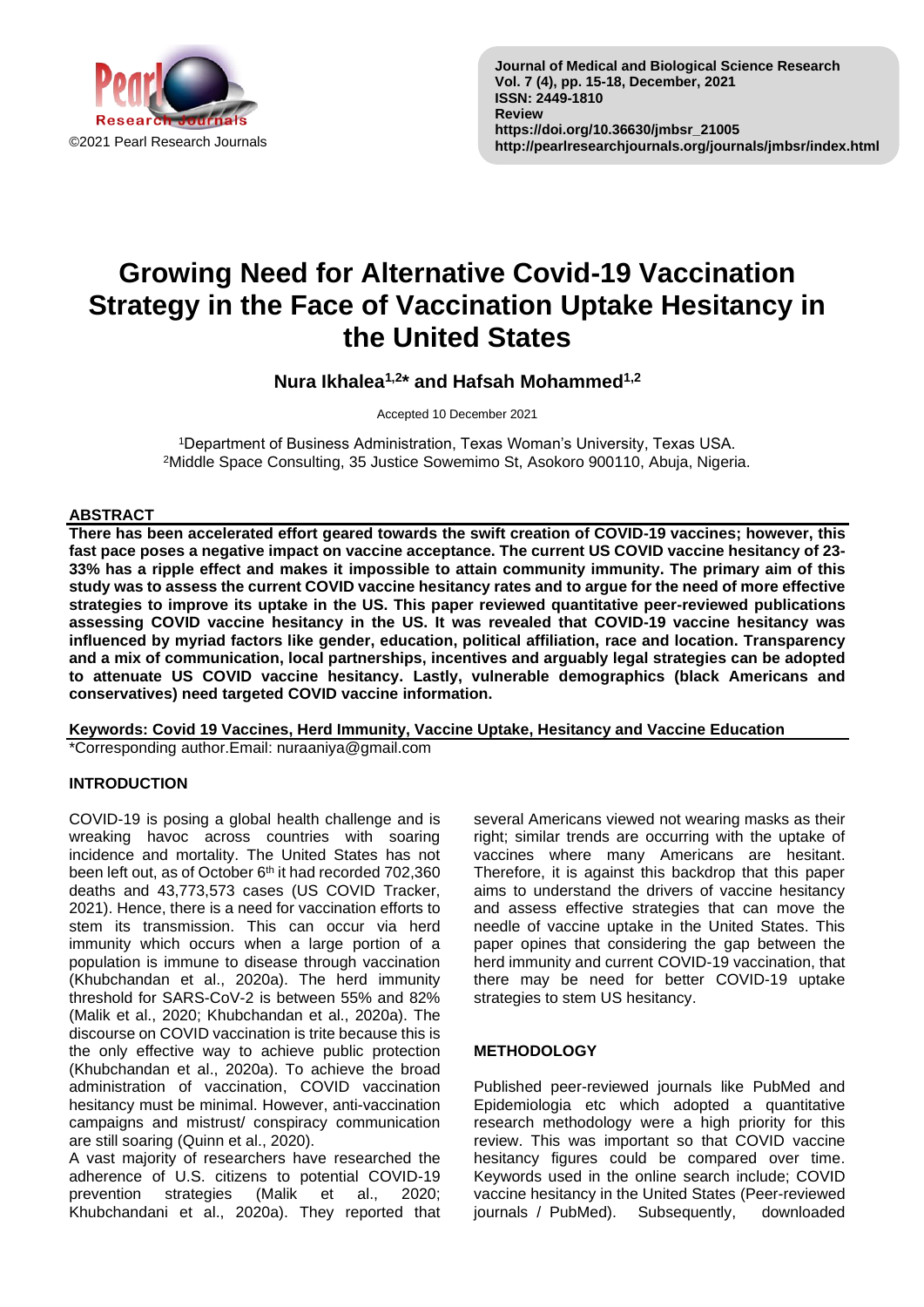©2021 Pearl Research Journals

Journal of Medical and Biological Science Research
Vol. 7 (4), pp. 15-18, December, 2021
ISSN: 2449-1810
Review
https://doi.org/10.36630/jmbsr_21005
http://pearlresearchjournals.org/journals/jmbsr/index.html

# Growing Need for Alternative Covid-19 Vaccination Strategy in the Face of Vaccination Uptake Hesitancy in the United States

**Nura Ikhalea[1,2]* and Hafsah Mohammed[1,2]**

Accepted 10 December 2021

[1]Department of Business Administration, Texas Woman's University, Texas USA.
[2]Middle Space Consulting, 35 Justice Sowemimo St, Asokoro 900110, Abuja, Nigeria.

## ABSTRACT

**There has been accelerated effort geared towards the swift creation of COVID-19 vaccines; however, this fast pace poses a negative impact on vaccine acceptance. The current US COVID vaccine hesitancy of 23-33% has a ripple effect and makes it impossible to attain community immunity. The primary aim of this study was to assess the current COVID vaccine hesitancy rates and to argue for the need of more effective strategies to improve its uptake in the US. This paper reviewed quantitative peer-reviewed publications assessing COVID vaccine hesitancy in the US. It was revealed that COVID-19 vaccine hesitancy was influenced by myriad factors like gender, education, political affiliation, race and location. Transparency and a mix of communication, local partnerships, incentives and arguably legal strategies can be adopted to attenuate US COVID vaccine hesitancy. Lastly, vulnerable demographics (black Americans and conservatives) need targeted COVID vaccine information.**

**Keywords: Covid 19 Vaccines, Herd Immunity, Vaccine Uptake, Hesitancy and Vaccine Education**

*Corresponding author.Email: nuraaniya@gmail.com

## INTRODUCTION

COVID-19 is posing a global health challenge and is wreaking havoc across countries with soaring incidence and mortality. The United States has not been left out, as of October 6th it had recorded 702,360 deaths and 43,773,573 cases (US COVID Tracker, 2021). Hence, there is a need for vaccination efforts to stem its transmission. This can occur via herd immunity which occurs when a large portion of a population is immune to disease through vaccination (Khubchandan et al., 2020a). The herd immunity threshold for SARS-CoV-2 is between 55% and 82% (Malik et al., 2020; Khubchandan et al., 2020a). The discourse on COVID vaccination is trite because this is the only effective way to achieve public protection (Khubchandan et al., 2020a). To achieve the broad administration of vaccination, COVID vaccination hesitancy must be minimal. However, anti-vaccination campaigns and mistrust/ conspiracy communication are still soaring (Quinn et al., 2020).

A vast majority of researchers have researched the adherence of U.S. citizens to potential COVID-19 prevention strategies (Malik et al., 2020; Khubchandani et al., 2020a). They reported that several Americans viewed not wearing masks as their right; similar trends are occurring with the uptake of vaccines where many Americans are hesitant. Therefore, it is against this backdrop that this paper aims to understand the drivers of vaccine hesitancy and assess effective strategies that can move the needle of vaccine uptake in the United States. This paper opines that considering the gap between the herd immunity and current COVID-19 vaccination, that there may be need for better COVID-19 uptake strategies to stem US hesitancy.

## METHODOLOGY

Published peer-reviewed journals like PubMed and Epidemiologia etc which adopted a quantitative research methodology were a high priority for this review. This was important so that COVID vaccine hesitancy figures could be compared over time. Keywords used in the online search include; COVID vaccine hesitancy in the United States (Peer-reviewed journals / PubMed). Subsequently, downloaded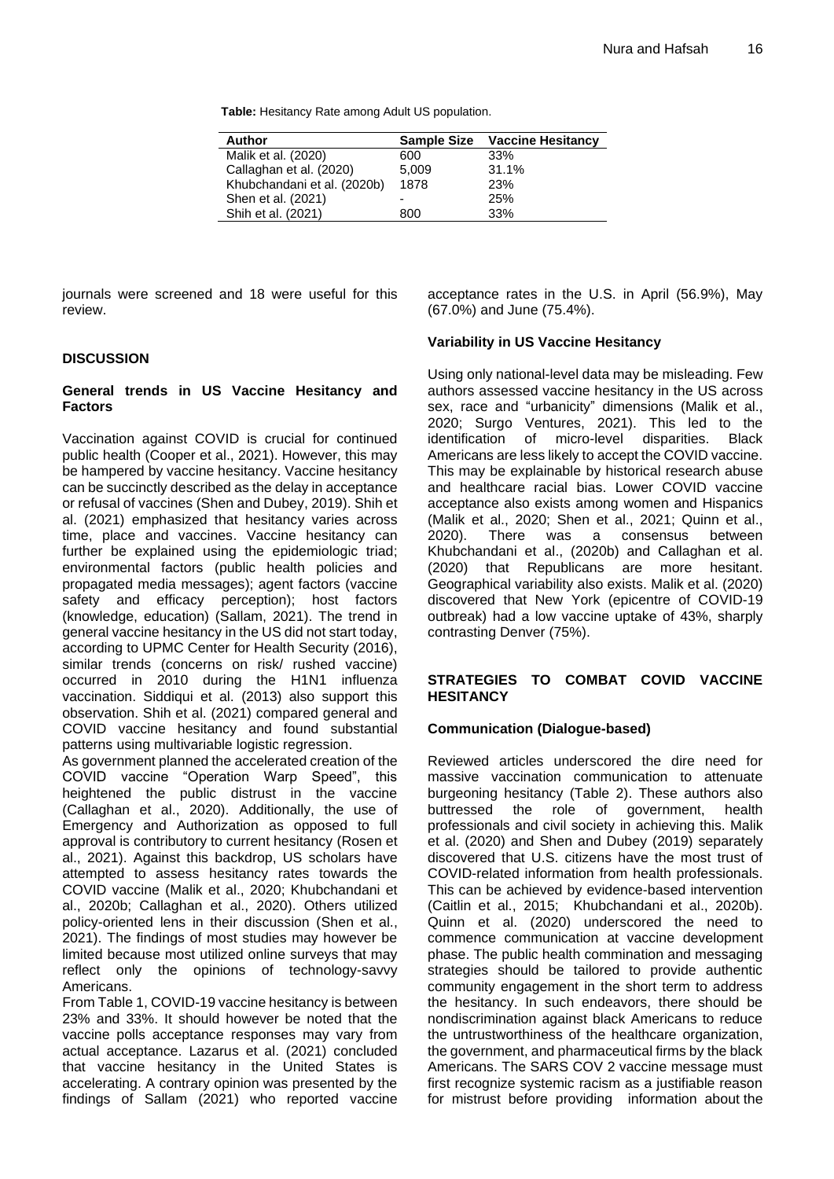**Table:** Hesitancy Rate among Adult US population.

| Author | Sample Size | Vaccine Hesitancy |
|---|---|---|
| Malik et al. (2020) | 600 | 33% |
| Callaghan et al. (2020) | 5,009 | 31.1% |
| Khubchandani et al. (2020b) | 1878 | 23% |
| Shen et al. (2021) | - | 25% |
| Shih et al. (2021) | 800 | 33% |

journals were screened and 18 were useful for this review.

## DISCUSSION

### General trends in US Vaccine Hesitancy and Factors

Vaccination against COVID is crucial for continued public health (Cooper et al., 2021). However, this may be hampered by vaccine hesitancy. Vaccine hesitancy can be succinctly described as the delay in acceptance or refusal of vaccines (Shen and Dubey, 2019). Shih et al. (2021) emphasized that hesitancy varies across time, place and vaccines. Vaccine hesitancy can further be explained using the epidemiologic triad; environmental factors (public health policies and propagated media messages); agent factors (vaccine safety and efficacy perception); host factors (knowledge, education) (Sallam, 2021). The trend in general vaccine hesitancy in the US did not start today, according to UPMC Center for Health Security (2016), similar trends (concerns on risk/ rushed vaccine) occurred in 2010 during the H1N1 influenza vaccination. Siddiqui et al. (2013) also support this observation. Shih et al. (2021) compared general and COVID vaccine hesitancy and found substantial patterns using multivariable logistic regression.

As government planned the accelerated creation of the COVID vaccine "Operation Warp Speed", this heightened the public distrust in the vaccine (Callaghan et al., 2020). Additionally, the use of Emergency and Authorization as opposed to full approval is contributory to current hesitancy (Rosen et al., 2021). Against this backdrop, US scholars have attempted to assess hesitancy rates towards the COVID vaccine (Malik et al., 2020; Khubchandani et al., 2020b; Callaghan et al., 2020). Others utilized policy-oriented lens in their discussion (Shen et al., 2021). The findings of most studies may however be limited because most utilized online surveys that may reflect only the opinions of technology-savvy Americans.

From Table 1, COVID-19 vaccine hesitancy is between 23% and 33%. It should however be noted that the vaccine polls acceptance responses may vary from actual acceptance. Lazarus et al. (2021) concluded that vaccine hesitancy in the United States is accelerating. A contrary opinion was presented by the findings of Sallam (2021) who reported vaccine acceptance rates in the U.S. in April (56.9%), May (67.0%) and June (75.4%).

### Variability in US Vaccine Hesitancy

Using only national-level data may be misleading. Few authors assessed vaccine hesitancy in the US across sex, race and "urbanicity" dimensions (Malik et al., 2020; Surgo Ventures, 2021). This led to the identification of micro-level disparities. Black Americans are less likely to accept the COVID vaccine. This may be explainable by historical research abuse and healthcare racial bias. Lower COVID vaccine acceptance also exists among women and Hispanics (Malik et al., 2020; Shen et al., 2021; Quinn et al., 2020). There was a consensus between Khubchandani et al., (2020b) and Callaghan et al. (2020) that Republicans are more hesitant. Geographical variability also exists. Malik et al. (2020) discovered that New York (epicentre of COVID-19 outbreak) had a low vaccine uptake of 43%, sharply contrasting Denver (75%).

## STRATEGIES TO COMBAT COVID VACCINE HESITANCY

### Communication (Dialogue-based)

Reviewed articles underscored the dire need for massive vaccination communication to attenuate burgeoning hesitancy (Table 2). These authors also buttressed the role of government, health professionals and civil society in achieving this. Malik et al. (2020) and Shen and Dubey (2019) separately discovered that U.S. citizens have the most trust of COVID-related information from health professionals. This can be achieved by evidence-based intervention (Caitlin et al., 2015; Khubchandani et al., 2020b). Quinn et al. (2020) underscored the need to commence communication at vaccine development phase. The public health commination and messaging strategies should be tailored to provide authentic community engagement in the short term to address the hesitancy. In such endeavors, there should be nondiscrimination against black Americans to reduce the untrustworthiness of the healthcare organization, the government, and pharmaceutical firms by the black Americans. The SARS COV 2 vaccine message must first recognize systemic racism as a justifiable reason for mistrust before providing information about the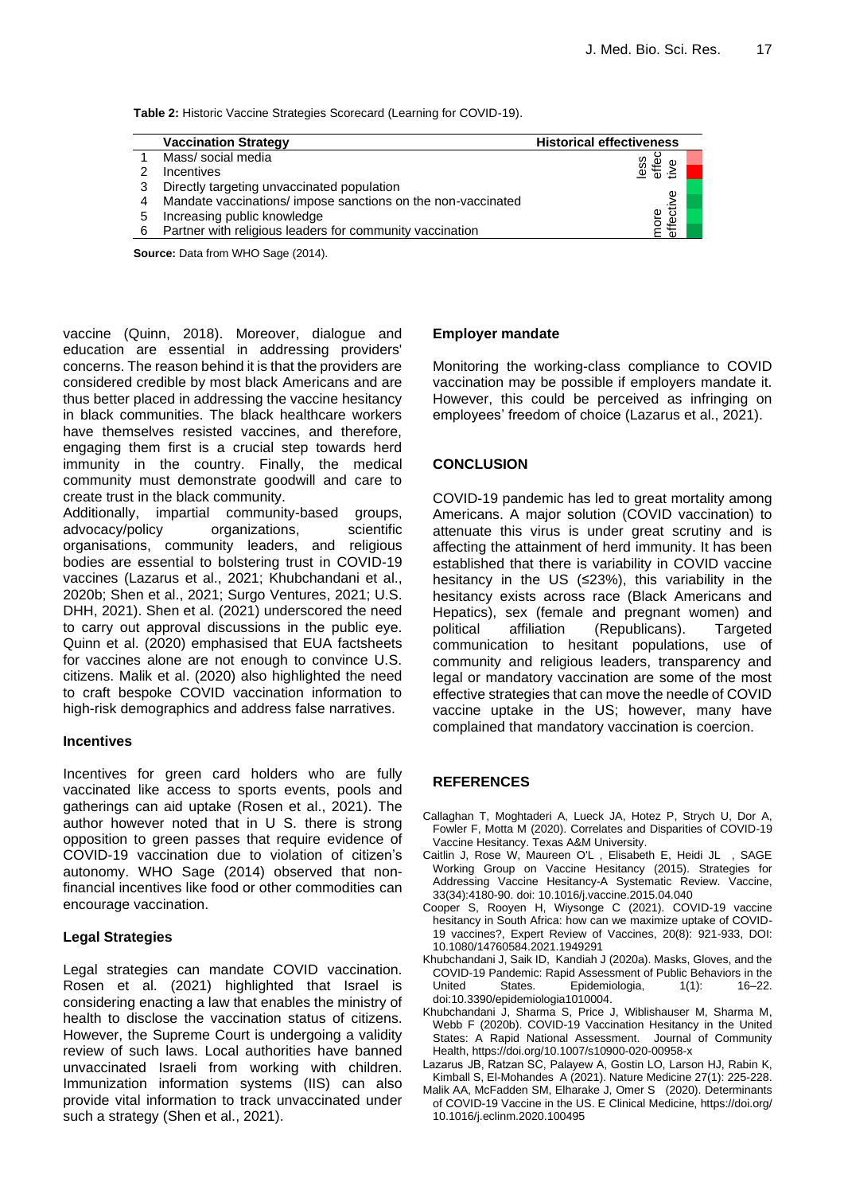**Table 2:** Historic Vaccine Strategies Scorecard (Learning for COVID-19).

| | Vaccination Strategy | Historical effectiveness |
|---|---|---|
| 1 | Mass/ social media | less effective |
| 2 | Incentives | |
| 3 | Directly targeting unvaccinated population | |
| 4 | Mandate vaccinations/ impose sanctions on the non-vaccinated | |
| 5 | Increasing public knowledge | |
| 6 | Partner with religious leaders for community vaccination | more effective |

**Source:** Data from WHO Sage (2014).

vaccine (Quinn, 2018). Moreover, dialogue and education are essential in addressing providers' concerns. The reason behind it is that the providers are considered credible by most black Americans and are thus better placed in addressing the vaccine hesitancy in black communities. The black healthcare workers have themselves resisted vaccines, and therefore, engaging them first is a crucial step towards herd immunity in the country. Finally, the medical community must demonstrate goodwill and care to create trust in the black community.
Additionally, impartial community-based groups, advocacy/policy organizations, scientific organisations, community leaders, and religious bodies are essential to bolstering trust in COVID-19 vaccines (Lazarus et al., 2021; Khubchandani et al., 2020b; Shen et al., 2021; Surgo Ventures, 2021; U.S. DHH, 2021). Shen et al. (2021) underscored the need to carry out approval discussions in the public eye. Quinn et al. (2020) emphasised that EUA factsheets for vaccines alone are not enough to convince U.S. citizens. Malik et al. (2020) also highlighted the need to craft bespoke COVID vaccination information to high-risk demographics and address false narratives.

### Incentives

Incentives for green card holders who are fully vaccinated like access to sports events, pools and gatherings can aid uptake (Rosen et al., 2021). The author however noted that in U S. there is strong opposition to green passes that require evidence of COVID-19 vaccination due to violation of citizen's autonomy. WHO Sage (2014) observed that non-financial incentives like food or other commodities can encourage vaccination.

### Legal Strategies

Legal strategies can mandate COVID vaccination. Rosen et al. (2021) highlighted that Israel is considering enacting a law that enables the ministry of health to disclose the vaccination status of citizens. However, the Supreme Court is undergoing a validity review of such laws. Local authorities have banned unvaccinated Israeli from working with children. Immunization information systems (IIS) can also provide vital information to track unvaccinated under such a strategy (Shen et al., 2021).

### Employer mandate

Monitoring the working-class compliance to COVID vaccination may be possible if employers mandate it. However, this could be perceived as infringing on employees' freedom of choice (Lazarus et al., 2021).

## CONCLUSION

COVID-19 pandemic has led to great mortality among Americans. A major solution (COVID vaccination) to attenuate this virus is under great scrutiny and is affecting the attainment of herd immunity. It has been established that there is variability in COVID vaccine hesitancy in the US (≤23%), this variability in the hesitancy exists across race (Black Americans and Hepatics), sex (female and pregnant women) and political affiliation (Republicans). Targeted communication to hesitant populations, use of community and religious leaders, transparency and legal or mandatory vaccination are some of the most effective strategies that can move the needle of COVID vaccine uptake in the US; however, many have complained that mandatory vaccination is coercion.

## REFERENCES

Callaghan T, Moghtaderi A, Lueck JA, Hotez P, Strych U, Dor A, Fowler F, Motta M (2020). Correlates and Disparities of COVID-19 Vaccine Hesitancy. Texas A&M University.

Caitlin J, Rose W, Maureen O'L , Elisabeth E, Heidi JL , SAGE Working Group on Vaccine Hesitancy (2015). Strategies for Addressing Vaccine Hesitancy-A Systematic Review. Vaccine, 33(34):4180-90. doi: 10.1016/j.vaccine.2015.04.040

Cooper S, Rooyen H, Wiysonge C (2021). COVID-19 vaccine hesitancy in South Africa: how can we maximize uptake of COVID-19 vaccines?, Expert Review of Vaccines, 20(8): 921-933, DOI: 10.1080/14760584.2021.1949291

Khubchandani J, Saik ID, Kandiah J (2020a). Masks, Gloves, and the COVID-19 Pandemic: Rapid Assessment of Public Behaviors in the United States. Epidemiologia, 1(1): 16–22. doi:10.3390/epidemiologia1010004.

Khubchandani J, Sharma S, Price J, Wiblishauser M, Sharma M, Webb F (2020b). COVID-19 Vaccination Hesitancy in the United States: A Rapid National Assessment. Journal of Community Health, https://doi.org/10.1007/s10900-020-00958-x

Lazarus JB, Ratzan SC, Palayew A, Gostin LO, Larson HJ, Rabin K, Kimball S, El-Mohandes A (2021). Nature Medicine 27(1): 225-228.

Malik AA, McFadden SM, Elharake J, Omer S (2020). Determinants of COVID-19 Vaccine in the US. E Clinical Medicine, https://doi.org/10.1016/j.eclinm.2020.100495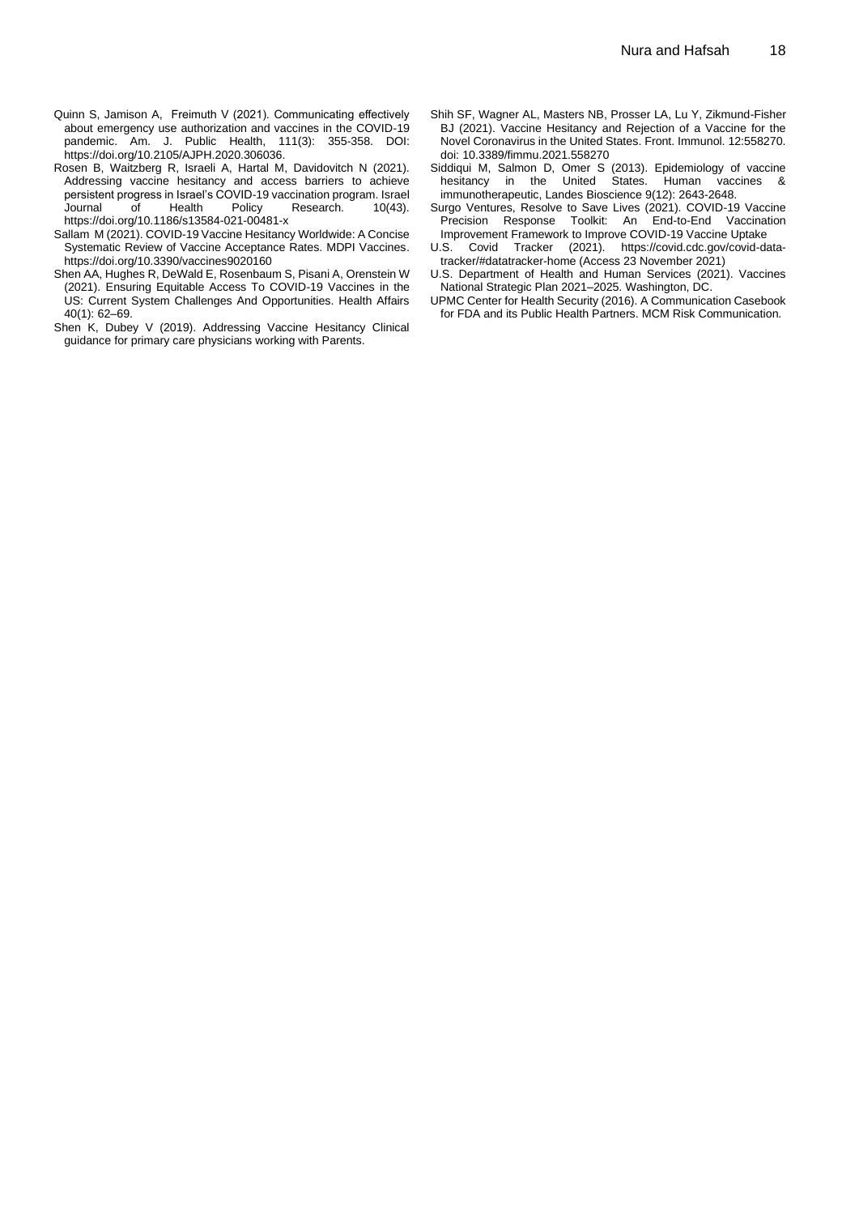Quinn S, Jamison A, Freimuth V (2021). Communicating effectively about emergency use authorization and vaccines in the COVID-19 pandemic. Am. J. Public Health, 111(3): 355-358. DOI: https://doi.org/10.2105/AJPH.2020.306036.

Rosen B, Waitzberg R, Israeli A, Hartal M, Davidovitch N (2021). Addressing vaccine hesitancy and access barriers to achieve persistent progress in Israel's COVID-19 vaccination program. Israel Journal of Health Policy Research. 10(43). https://doi.org/10.1186/s13584-021-00481-x

Sallam M (2021). COVID-19 Vaccine Hesitancy Worldwide: A Concise Systematic Review of Vaccine Acceptance Rates. MDPI Vaccines. https://doi.org/10.3390/vaccines9020160

Shen AA, Hughes R, DeWald E, Rosenbaum S, Pisani A, Orenstein W (2021). Ensuring Equitable Access To COVID-19 Vaccines in the US: Current System Challenges And Opportunities. Health Affairs 40(1): 62–69.

Shen K, Dubey V (2019). Addressing Vaccine Hesitancy Clinical guidance for primary care physicians working with Parents.

Shih SF, Wagner AL, Masters NB, Prosser LA, Lu Y, Zikmund-Fisher BJ (2021). Vaccine Hesitancy and Rejection of a Vaccine for the Novel Coronavirus in the United States. Front. Immunol. 12:558270. doi: 10.3389/fimmu.2021.558270

Siddiqui M, Salmon D, Omer S (2013). Epidemiology of vaccine hesitancy in the United States. Human vaccines & immunotherapeutic, Landes Bioscience 9(12): 2643-2648.

Surgo Ventures, Resolve to Save Lives (2021). COVID-19 Vaccine Precision Response Toolkit: An End-to-End Vaccination Improvement Framework to Improve COVID-19 Vaccine Uptake

U.S. Covid Tracker (2021). https://covid.cdc.gov/covid-data-tracker/#datatracker-home (Access 23 November 2021)

U.S. Department of Health and Human Services (2021). Vaccines National Strategic Plan 2021–2025. Washington, DC.

UPMC Center for Health Security (2016). A Communication Casebook for FDA and its Public Health Partners. MCM Risk Communication.